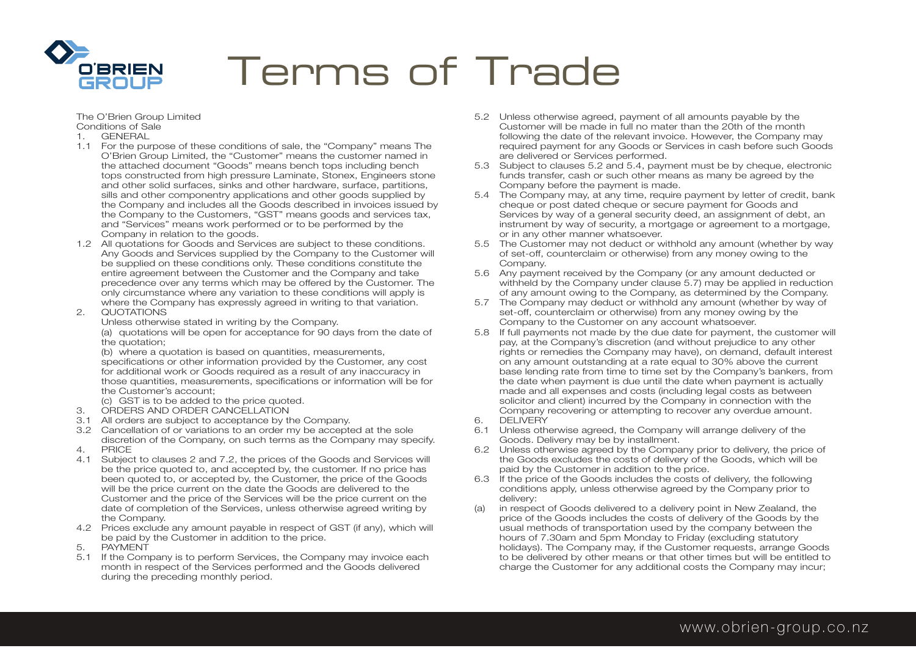# Terms of Trade

The O'Brien Group Limited
Conditions of Sale

1. GENERAL

1.1 For the purpose of these conditions of sale, the "Company" means The O'Brien Group Limited, the "Customer" means the customer named in the attached document "Goods" means bench tops including bench tops constructed from high pressure Laminate, Stonex, Engineers stone and other solid surfaces, sinks and other hardware, surface, partitions, sills and other componentry applications and other goods supplied by the Company and includes all the Goods described in invoices issued by the Company to the Customers, "GST" means goods and services tax, and "Services" means work performed or to be performed by the Company in relation to the goods.

1.2 All quotations for Goods and Services are subject to these conditions. Any Goods and Services supplied by the Company to the Customer will be supplied on these conditions only. These conditions constitute the entire agreement between the Customer and the Company and take precedence over any terms which may be offered by the Customer. The only circumstance where any variation to these conditions will apply is where the Company has expressly agreed in writing to that variation.

2. QUOTATIONS

Unless otherwise stated in writing by the Company.

(a) quotations will be open for acceptance for 90 days from the date of the quotation;

(b) where a quotation is based on quantities, measurements, specifications or other information provided by the Customer, any cost for additional work or Goods required as a result of any inaccuracy in those quantities, measurements, specifications or information will be for the Customer's account;

(c) GST is to be added to the price quoted.

3. ORDERS AND ORDER CANCELLATION

3.1 All orders are subject to acceptance by the Company.

3.2 Cancellation of or variations to an order my be accepted at the sole discretion of the Company, on such terms as the Company may specify.

4. PRICE

4.1 Subject to clauses 2 and 7.2, the prices of the Goods and Services will be the price quoted to, and accepted by, the customer. If no price has been quoted to, or accepted by, the Customer, the price of the Goods will be the price current on the date the Goods are delivered to the Customer and the price of the Services will be the price current on the date of completion of the Services, unless otherwise agreed writing by the Company.

4.2 Prices exclude any amount payable in respect of GST (if any), which will be paid by the Customer in addition to the price.

5. PAYMENT

5.1 If the Company is to perform Services, the Company may invoice each month in respect of the Services performed and the Goods delivered during the preceding monthly period.

5.2 Unless otherwise agreed, payment of all amounts payable by the Customer will be made in full no mater than the 20th of the month following the date of the relevant invoice. However, the Company may required payment for any Goods or Services in cash before such Goods are delivered or Services performed.

5.3 Subject to clauses 5.2 and 5.4, payment must be by cheque, electronic funds transfer, cash or such other means as many be agreed by the Company before the payment is made.

5.4 The Company may, at any time, require payment by letter of credit, bank cheque or post dated cheque or secure payment for Goods and Services by way of a general security deed, an assignment of debt, an instrument by way of security, a mortgage or agreement to a mortgage, or in any other manner whatsoever.

5.5 The Customer may not deduct or withhold any amount (whether by way of set-off, counterclaim or otherwise) from any money owing to the Company.

5.6 Any payment received by the Company (or any amount deducted or withheld by the Company under clause 5.7) may be applied in reduction of any amount owing to the Company, as determined by the Company.

5.7 The Company may deduct or withhold any amount (whether by way of set-off, counterclaim or otherwise) from any money owing by the Company to the Customer on any account whatsoever.

5.8 If full payments not made by the due date for payment, the customer will pay, at the Company's discretion (and without prejudice to any other rights or remedies the Company may have), on demand, default interest on any amount outstanding at a rate equal to 30% above the current base lending rate from time to time set by the Company's bankers, from the date when payment is due until the date when payment is actually made and all expenses and costs (including legal costs as between solicitor and client) incurred by the Company in connection with the Company recovering or attempting to recover any overdue amount.

6. DELIVERY

6.1 Unless otherwise agreed, the Company will arrange delivery of the Goods. Delivery may be by installment.

6.2 Unless otherwise agreed by the Company prior to delivery, the price of the Goods excludes the costs of delivery of the Goods, which will be paid by the Customer in addition to the price.

6.3 If the price of the Goods includes the costs of delivery, the following conditions apply, unless otherwise agreed by the Company prior to delivery:

(a) in respect of Goods delivered to a delivery point in New Zealand, the price of the Goods includes the costs of delivery of the Goods by the usual methods of transportation used by the company between the hours of 7.30am and 5pm Monday to Friday (excluding statutory holidays). The Company may, if the Customer requests, arrange Goods to be delivered by other means or that other times but will be entitled to charge the Customer for any additional costs the Company may incur;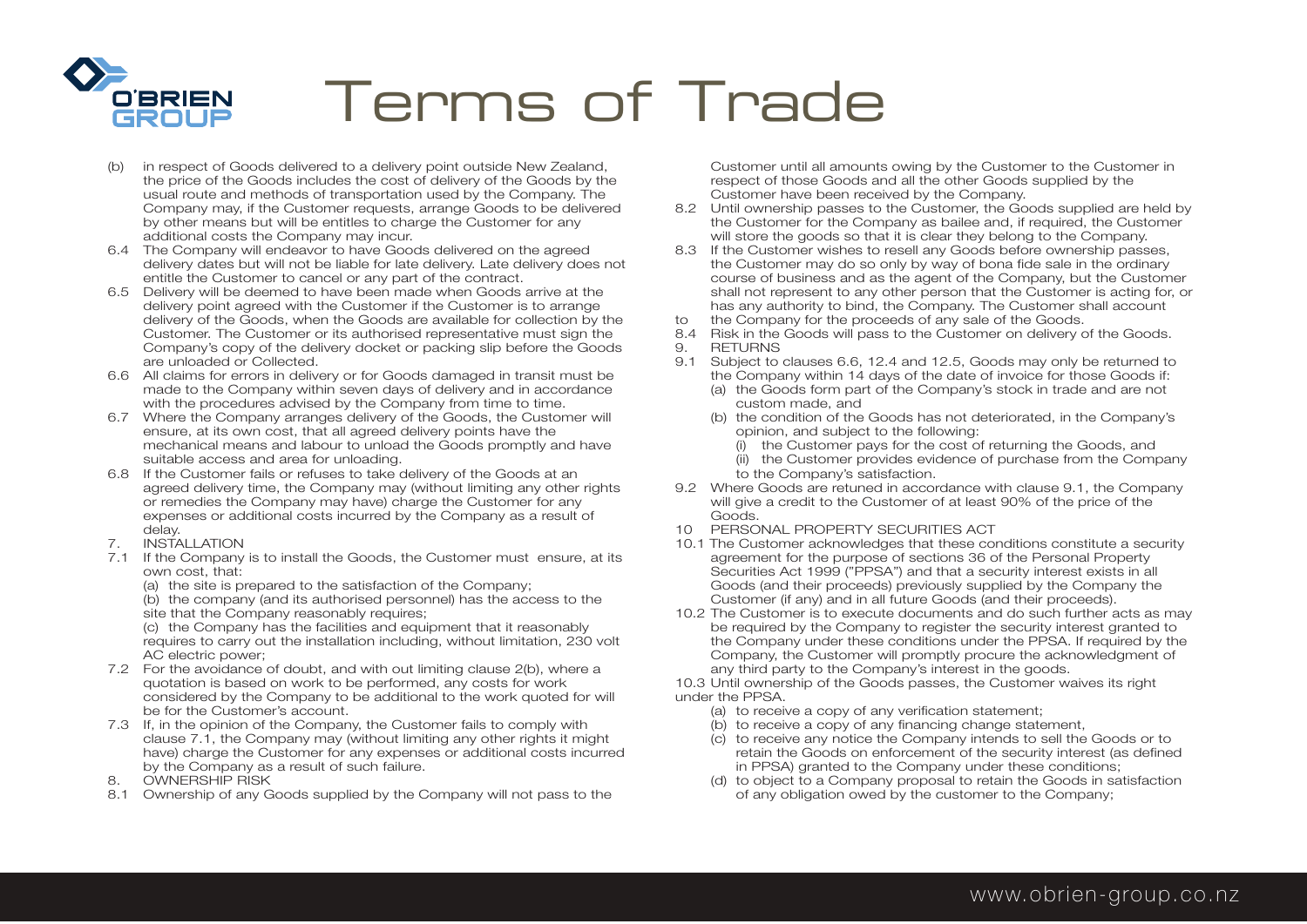# Terms of Trade

(b) in respect of Goods delivered to a delivery point outside New Zealand, the price of the Goods includes the cost of delivery of the Goods by the usual route and methods of transportation used by the Company. The Company may, if the Customer requests, arrange Goods to be delivered by other means but will be entitles to charge the Customer for any additional costs the Company may incur.

6.4 The Company will endeavor to have Goods delivered on the agreed delivery dates but will not be liable for late delivery. Late delivery does not entitle the Customer to cancel or any part of the contract.

6.5 Delivery will be deemed to have been made when Goods arrive at the delivery point agreed with the Customer if the Customer is to arrange delivery of the Goods, when the Goods are available for collection by the Customer. The Customer or its authorised representative must sign the Company's copy of the delivery docket or packing slip before the Goods are unloaded or Collected.

6.6 All claims for errors in delivery or for Goods damaged in transit must be made to the Company within seven days of delivery and in accordance with the procedures advised by the Company from time to time.

6.7 Where the Company arranges delivery of the Goods, the Customer will ensure, at its own cost, that all agreed delivery points have the mechanical means and labour to unload the Goods promptly and have suitable access and area for unloading.

6.8 If the Customer fails or refuses to take delivery of the Goods at an agreed delivery time, the Company may (without limiting any other rights or remedies the Company may have) charge the Customer for any expenses or additional costs incurred by the Company as a result of delay.

7. INSTALLATION

7.1 If the Company is to install the Goods, the Customer must ensure, at its own cost, that:

(a) the site is prepared to the satisfaction of the Company;

(b) the company (and its authorised personnel) has the access to the site that the Company reasonably requires;

(c) the Company has the facilities and equipment that it reasonably requires to carry out the installation including, without limitation, 230 volt AC electric power;

7.2 For the avoidance of doubt, and with out limiting clause 2(b), where a quotation is based on work to be performed, any costs for work considered by the Company to be additional to the work quoted for will be for the Customer's account.

7.3 If, in the opinion of the Company, the Customer fails to comply with clause 7.1, the Company may (without limiting any other rights it might have) charge the Customer for any expenses or additional costs incurred by the Company as a result of such failure.

8. OWNERSHIP RISK

8.1 Ownership of any Goods supplied by the Company will not pass to the Customer until all amounts owing by the Customer to the Customer in respect of those Goods and all the other Goods supplied by the Customer have been received by the Company.

8.2 Until ownership passes to the Customer, the Goods supplied are held by the Customer for the Company as bailee and, if required, the Customer will store the goods so that it is clear they belong to the Company.

8.3 If the Customer wishes to resell any Goods before ownership passes, the Customer may do so only by way of bona fide sale in the ordinary course of business and as the agent of the Company, but the Customer shall not represent to any other person that the Customer is acting for, or has any authority to bind, the Company. The Customer shall account to the Company for the proceeds of any sale of the Goods.

8.4 Risk in the Goods will pass to the Customer on delivery of the Goods.

9. RETURNS

9.1 Subject to clauses 6.6, 12.4 and 12.5, Goods may only be returned to the Company within 14 days of the date of invoice for those Goods if:

(a) the Goods form part of the Company's stock in trade and are not custom made, and

(b) the condition of the Goods has not deteriorated, in the Company's opinion, and subject to the following:

(i) the Customer pays for the cost of returning the Goods, and

(ii) the Customer provides evidence of purchase from the Company to the Company's satisfaction.

9.2 Where Goods are retuned in accordance with clause 9.1, the Company will give a credit to the Customer of at least 90% of the price of the Goods.

10 PERSONAL PROPERTY SECURITIES ACT

10.1 The Customer acknowledges that these conditions constitute a security agreement for the purpose of sections 36 of the Personal Property Securities Act 1999 ("PPSA") and that a security interest exists in all Goods (and their proceeds) previously supplied by the Company the Customer (if any) and in all future Goods (and their proceeds).

10.2 The Customer is to execute documents and do such further acts as may be required by the Company to register the security interest granted to the Company under these conditions under the PPSA. If required by the Company, the Customer will promptly procure the acknowledgment of any third party to the Company's interest in the goods.

10.3 Until ownership of the Goods passes, the Customer waives its right under the PPSA.

(a) to receive a copy of any verification statement;

(b) to receive a copy of any financing change statement,

(c) to receive any notice the Company intends to sell the Goods or to retain the Goods on enforcement of the security interest (as defined in PPSA) granted to the Company under these conditions;

(d) to object to a Company proposal to retain the Goods in satisfaction of any obligation owed by the customer to the Company;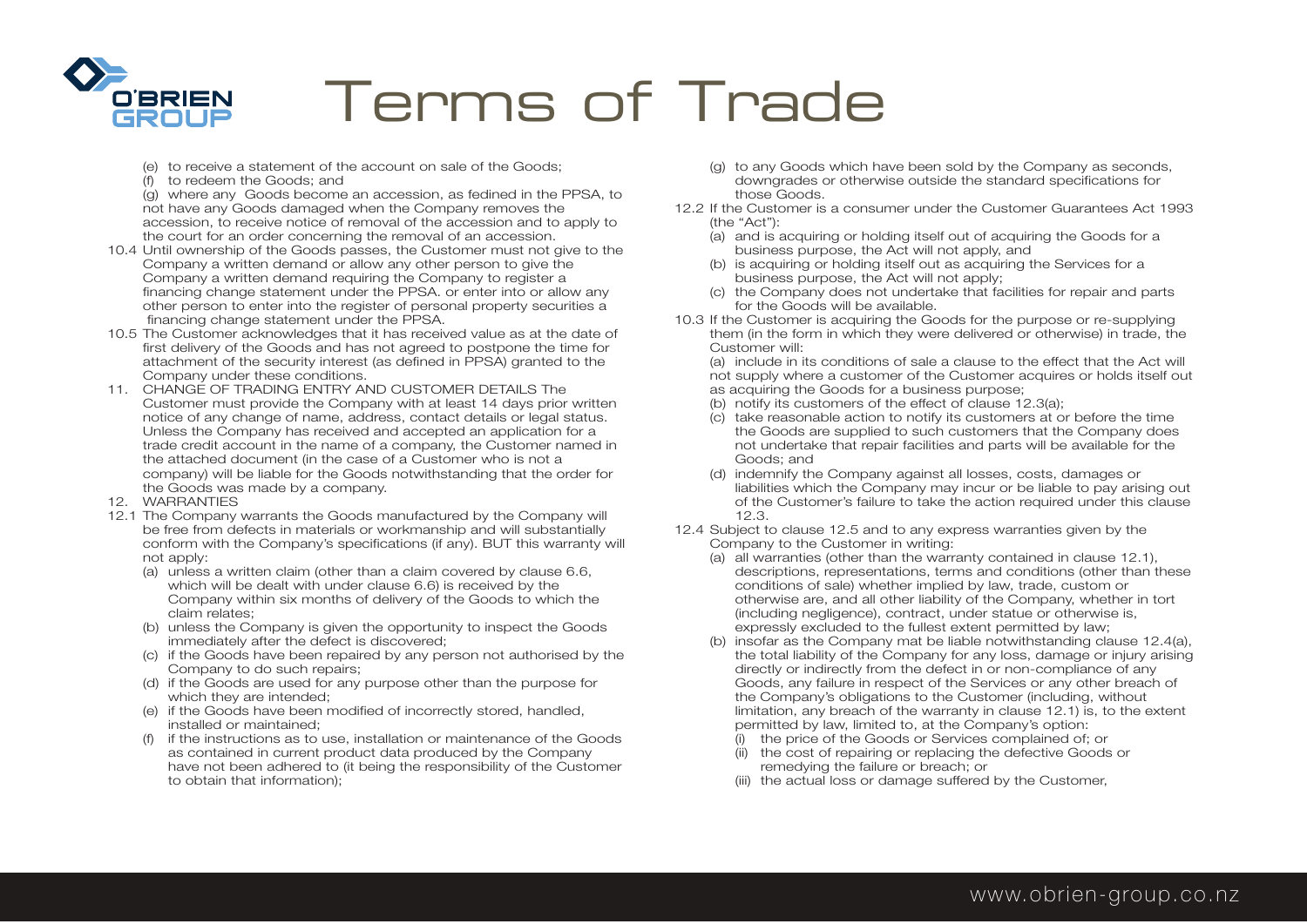# Terms of Trade

(e) to receive a statement of the account on sale of the Goods;

(f) to redeem the Goods; and

(g) where any Goods become an accession, as fedined in the PPSA, to not have any Goods damaged when the Company removes the accession, to receive notice of removal of the accession and to apply to the court for an order concerning the removal of an accession.

10.4 Until ownership of the Goods passes, the Customer must not give to the Company a written demand or allow any other person to give the Company a written demand requiring the Company to register a financing change statement under the PPSA. or enter into or allow any other person to enter into the register of personal property securities a financing change statement under the PPSA.

10.5 The Customer acknowledges that it has received value as at the date of first delivery of the Goods and has not agreed to postpone the time for attachment of the security interest (as defined in PPSA) granted to the Company under these conditions.

11. CHANGE OF TRADING ENTRY AND CUSTOMER DETAILS The Customer must provide the Company with at least 14 days prior written notice of any change of name, address, contact details or legal status. Unless the Company has received and accepted an application for a trade credit account in the name of a company, the Customer named in the attached document (in the case of a Customer who is not a company) will be liable for the Goods notwithstanding that the order for the Goods was made by a company.

12. WARRANTIES

12.1 The Company warrants the Goods manufactured by the Company will be free from defects in materials or workmanship and will substantially conform with the Company's specifications (if any). BUT this warranty will not apply:

(a) unless a written claim (other than a claim covered by clause 6.6, which will be dealt with under clause 6.6) is received by the Company within six months of delivery of the Goods to which the claim relates;

(b) unless the Company is given the opportunity to inspect the Goods immediately after the defect is discovered;

(c) if the Goods have been repaired by any person not authorised by the Company to do such repairs;

(d) if the Goods are used for any purpose other than the purpose for which they are intended;

(e) if the Goods have been modified of incorrectly stored, handled, installed or maintained;

(f) if the instructions as to use, installation or maintenance of the Goods as contained in current product data produced by the Company have not been adhered to (it being the responsibility of the Customer to obtain that information);

(g) to any Goods which have been sold by the Company as seconds, downgrades or otherwise outside the standard specifications for those Goods.

12.2 If the Customer is a consumer under the Customer Guarantees Act 1993 (the "Act"):

(a) and is acquiring or holding itself out of acquiring the Goods for a business purpose, the Act will not apply, and

(b) is acquiring or holding itself out as acquiring the Services for a business purpose, the Act will not apply;

(c) the Company does not undertake that facilities for repair and parts for the Goods will be available.

10.3 If the Customer is acquiring the Goods for the purpose or re-supplying them (in the form in which they were delivered or otherwise) in trade, the Customer will:

(a) include in its conditions of sale a clause to the effect that the Act will not supply where a customer of the Customer acquires or holds itself out as acquiring the Goods for a business purpose;

(b) notify its customers of the effect of clause 12.3(a);

(c) take reasonable action to notify its customers at or before the time the Goods are supplied to such customers that the Company does not undertake that repair facilities and parts will be available for the Goods; and

(d) indemnify the Company against all losses, costs, damages or liabilities which the Company may incur or be liable to pay arising out of the Customer's failure to take the action required under this clause 12.3.

12.4 Subject to clause 12.5 and to any express warranties given by the Company to the Customer in writing:

(a) all warranties (other than the warranty contained in clause 12.1), descriptions, representations, terms and conditions (other than these conditions of sale) whether implied by law, trade, custom or otherwise are, and all other liability of the Company, whether in tort (including negligence), contract, under statue or otherwise is, expressly excluded to the fullest extent permitted by law;

(b) insofar as the Company mat be liable notwithstanding clause 12.4(a), the total liability of the Company for any loss, damage or injury arising directly or indirectly from the defect in or non-compliance of any Goods, any failure in respect of the Services or any other breach of the Company's obligations to the Customer (including, without limitation, any breach of the warranty in clause 12.1) is, to the extent permitted by law, limited to, at the Company's option:

(i) the price of the Goods or Services complained of; or

(ii) the cost of repairing or replacing the defective Goods or remedying the failure or breach; or

(iii) the actual loss or damage suffered by the Customer,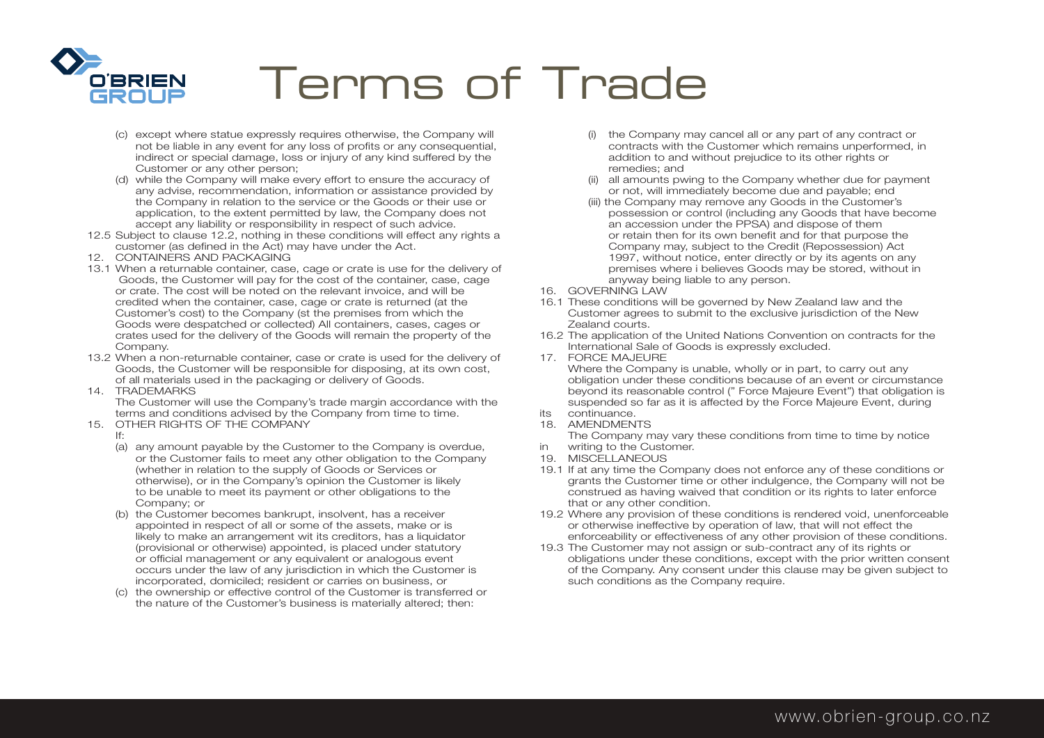# Terms of Trade

(c) except where statue expressly requires otherwise, the Company will not be liable in any event for any loss of profits or any consequential, indirect or special damage, loss or injury of any kind suffered by the Customer or any other person;

(d) while the Company will make every effort to ensure the accuracy of any advise, recommendation, information or assistance provided by the Company in relation to the service or the Goods or their use or application, to the extent permitted by law, the Company does not accept any liability or responsibility in respect of such advice.

12.5 Subject to clause 12.2, nothing in these conditions will effect any rights a customer (as defined in the Act) may have under the Act.

12. CONTAINERS AND PACKAGING

13.1 When a returnable container, case, cage or crate is use for the delivery of Goods, the Customer will pay for the cost of the container, case, cage or crate. The cost will be noted on the relevant invoice, and will be credited when the container, case, cage or crate is returned (at the Customer's cost) to the Company (st the premises from which the Goods were despatched or collected) All containers, cases, cages or crates used for the delivery of the Goods will remain the property of the Company.

13.2 When a non-returnable container, case or crate is used for the delivery of Goods, the Customer will be responsible for disposing, at its own cost, of all materials used in the packaging or delivery of Goods.

14. TRADEMARKS

The Customer will use the Company's trade margin accordance with the terms and conditions advised by the Company from time to time.

15. OTHER RIGHTS OF THE COMPANY

If:

(a) any amount payable by the Customer to the Company is overdue, or the Customer fails to meet any other obligation to the Company (whether in relation to the supply of Goods or Services or otherwise), or in the Company's opinion the Customer is likely to be unable to meet its payment or other obligations to the Company; or

(b) the Customer becomes bankrupt, insolvent, has a receiver appointed in respect of all or some of the assets, make or is likely to make an arrangement wit its creditors, has a liquidator (provisional or otherwise) appointed, is placed under statutory or official management or any equivalent or analogous event occurs under the law of any jurisdiction in which the Customer is incorporated, domiciled; resident or carries on business, or

(c) the ownership or effective control of the Customer is transferred or the nature of the Customer's business is materially altered; then:

(i) the Company may cancel all or any part of any contract or contracts with the Customer which remains unperformed, in addition to and without prejudice to its other rights or remedies; and

(ii) all amounts pwing to the Company whether due for payment or not, will immediately become due and payable; end

(iii) the Company may remove any Goods in the Customer's possession or control (including any Goods that have become an accession under the PPSA) and dispose of them or retain then for its own benefit and for that purpose the Company may, subject to the Credit (Repossession) Act 1997, without notice, enter directly or by its agents on any premises where i believes Goods may be stored, without in anyway being liable to any person.

16. GOVERNING LAW

16.1 These conditions will be governed by New Zealand law and the Customer agrees to submit to the exclusive jurisdiction of the New Zealand courts.

16.2 The application of the United Nations Convention on contracts for the International Sale of Goods is expressly excluded.

17. FORCE MAJEURE

Where the Company is unable, wholly or in part, to carry out any obligation under these conditions because of an event or circumstance beyond its reasonable control (" Force Majeure Event") that obligation is suspended so far as it is affected by the Force Majeure Event, during its continuance.

18. AMENDMENTS

The Company may vary these conditions from time to time by notice in writing to the Customer.

19. MISCELLANEOUS

19.1 If at any time the Company does not enforce any of these conditions or grants the Customer time or other indulgence, the Company will not be construed as having waived that condition or its rights to later enforce that or any other condition.

19.2 Where any provision of these conditions is rendered void, unenforceable or otherwise ineffective by operation of law, that will not effect the enforceability or effectiveness of any other provision of these conditions.

19.3 The Customer may not assign or sub-contract any of its rights or obligations under these conditions, except with the prior written consent of the Company. Any consent under this clause may be given subject to such conditions as the Company require.